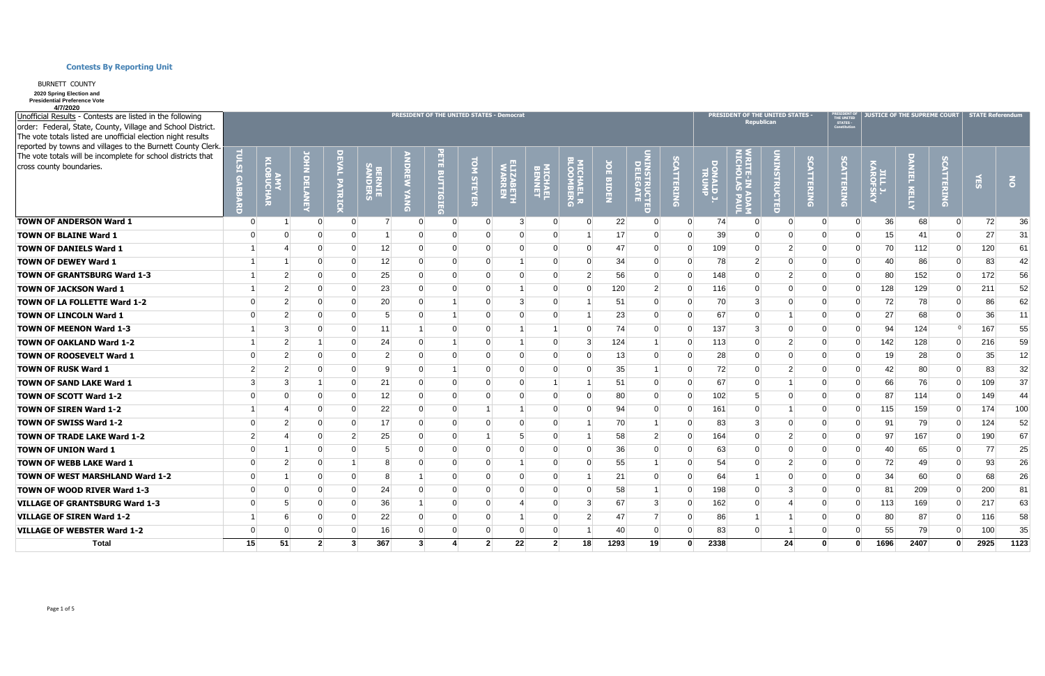## Contests By Reporting Unit

BURNETT COUNTY

**2020 Spring Election and Presidential Preference Vote**

**4/7/2020**

Unofficial Results - Contests are listed in the following order: Federal, State, County, Village and School District. The vote totals listed are unofficial election night results reported by towns and villages to the Burnett County Clerk. The vote totals will be incomplete for school districts that cross county boundaries.

| | PRESIDENT OF THE UNITED STATES - Democrat | | | | | | | | | | | | | | PRESIDENT OF THE UNITED STATES - Republican | | | | PRESIDENT OF THE UNITED STATES - Constitution | JUSTICE OF THE SUPREME COURT | | | STATE Referendum | |
|---|---|---|---|---|---|---|---|---|---|---|---|---|---|---|---|---|---|---|---|---|---|---|---|---|
| | TULSI GABBARD | AMY KLOBUCHAR | JOHN DELANEY | DEVAL PATRICK | BERNIE SANDERS | ANDREW YANG | PETE BUTTIGIEG | TOM STEYER | ELIZABETH WARREN | MICHAEL BENNET | MICHAEL R BLOOMBERG | JOE BIDEN | UNINSTRUCTED DELEGATE | SCATTERING | DONALD J. TRUMP | WRITE-IN ADAM NICHOLAS PAUL | UNINSTRUCTED | SCATTERING | SCATTERING | JILL J. KAROFSKY | DANIEL KELLY | SCATTERING | YES | NO |
| **TOWN OF ANDERSON Ward 1** | 0 | 1 | 0 | 0 | 7 | 0 | 0 | 0 | 3 | 0 | 0 | 22 | 0 | 0 | 74 | 0 | 0 | 0 | 0 | 36 | 68 | 0 | 72 | 36 |
| **TOWN OF BLAINE Ward 1** | 0 | 0 | 0 | 0 | 1 | 0 | 0 | 0 | 0 | 0 | 1 | 17 | 0 | 0 | 39 | 0 | 0 | 0 | 0 | 15 | 41 | 0 | 27 | 31 |
| **TOWN OF DANIELS Ward 1** | 1 | 4 | 0 | 0 | 12 | 0 | 0 | 0 | 0 | 0 | 0 | 47 | 0 | 0 | 109 | 0 | 2 | 0 | 0 | 70 | 112 | 0 | 120 | 61 |
| **TOWN OF DEWEY Ward 1** | 1 | 1 | 0 | 0 | 12 | 0 | 0 | 0 | 1 | 0 | 0 | 34 | 0 | 0 | 78 | 2 | 0 | 0 | 0 | 40 | 86 | 0 | 83 | 42 |
| **TOWN OF GRANTSBURG Ward 1-3** | 1 | 2 | 0 | 0 | 25 | 0 | 0 | 0 | 0 | 0 | 2 | 56 | 0 | 0 | 148 | 0 | 2 | 0 | 0 | 80 | 152 | 0 | 172 | 56 |
| **TOWN OF JACKSON Ward 1** | 1 | 2 | 0 | 0 | 23 | 0 | 0 | 0 | 1 | 0 | 0 | 120 | 2 | 0 | 116 | 0 | 0 | 0 | 0 | 128 | 129 | 0 | 211 | 52 |
| **TOWN OF LA FOLLETTE Ward 1-2** | 0 | 2 | 0 | 0 | 20 | 0 | 1 | 0 | 3 | 0 | 1 | 51 | 0 | 0 | 70 | 3 | 0 | 0 | 0 | 72 | 78 | 0 | 86 | 62 |
| **TOWN OF LINCOLN Ward 1** | 0 | 2 | 0 | 0 | 5 | 0 | 1 | 0 | 0 | 0 | 1 | 23 | 0 | 0 | 67 | 0 | 1 | 0 | 0 | 27 | 68 | 0 | 36 | 11 |
| **TOWN OF MEENON Ward 1-3** | 1 | 3 | 0 | 0 | 11 | 1 | 0 | 0 | 1 | 1 | 0 | 74 | 0 | 0 | 137 | 3 | 0 | 0 | 0 | 94 | 124 | 0 | 167 | 55 |
| **TOWN OF OAKLAND Ward 1-2** | 1 | 2 | 1 | 0 | 24 | 0 | 1 | 0 | 1 | 0 | 3 | 124 | 1 | 0 | 113 | 0 | 2 | 0 | 0 | 142 | 128 | 0 | 216 | 59 |
| **TOWN OF ROOSEVELT Ward 1** | 0 | 2 | 0 | 0 | 2 | 0 | 0 | 0 | 0 | 0 | 0 | 13 | 0 | 0 | 28 | 0 | 0 | 0 | 0 | 19 | 28 | 0 | 35 | 12 |
| **TOWN OF RUSK Ward 1** | 2 | 2 | 0 | 0 | 9 | 0 | 1 | 0 | 0 | 0 | 0 | 35 | 1 | 0 | 72 | 0 | 2 | 0 | 0 | 42 | 80 | 0 | 83 | 32 |
| **TOWN OF SAND LAKE Ward 1** | 3 | 3 | 1 | 0 | 21 | 0 | 0 | 0 | 0 | 1 | 1 | 51 | 0 | 0 | 67 | 0 | 1 | 0 | 0 | 66 | 76 | 0 | 109 | 37 |
| **TOWN OF SCOTT Ward 1-2** | 0 | 0 | 0 | 0 | 12 | 0 | 0 | 0 | 0 | 0 | 0 | 80 | 0 | 0 | 102 | 5 | 0 | 0 | 0 | 87 | 114 | 0 | 149 | 44 |
| **TOWN OF SIREN Ward 1-2** | 1 | 4 | 0 | 0 | 22 | 0 | 0 | 1 | 1 | 0 | 0 | 94 | 0 | 0 | 161 | 0 | 1 | 0 | 0 | 115 | 159 | 0 | 174 | 100 |
| **TOWN OF SWISS Ward 1-2** | 0 | 2 | 0 | 0 | 17 | 0 | 0 | 0 | 0 | 0 | 1 | 70 | 1 | 0 | 83 | 3 | 0 | 0 | 0 | 91 | 79 | 0 | 124 | 52 |
| **TOWN OF TRADE LAKE Ward 1-2** | 2 | 4 | 0 | 2 | 25 | 0 | 0 | 1 | 5 | 0 | 1 | 58 | 2 | 0 | 164 | 0 | 2 | 0 | 0 | 97 | 167 | 0 | 190 | 67 |
| **TOWN OF UNION Ward 1** | 0 | 1 | 0 | 0 | 5 | 0 | 0 | 0 | 0 | 0 | 0 | 36 | 0 | 0 | 63 | 0 | 0 | 0 | 0 | 40 | 65 | 0 | 77 | 25 |
| **TOWN OF WEBB LAKE Ward 1** | 0 | 2 | 0 | 1 | 8 | 0 | 0 | 0 | 1 | 0 | 0 | 55 | 1 | 0 | 54 | 0 | 2 | 0 | 0 | 72 | 49 | 0 | 93 | 26 |
| **TOWN OF WEST MARSHLAND Ward 1-2** | 0 | 1 | 0 | 0 | 8 | 1 | 0 | 0 | 0 | 0 | 1 | 21 | 0 | 0 | 64 | 1 | 0 | 0 | 0 | 34 | 60 | 0 | 68 | 26 |
| **TOWN OF WOOD RIVER Ward 1-3** | 0 | 0 | 0 | 0 | 24 | 0 | 0 | 0 | 0 | 0 | 0 | 58 | 1 | 0 | 198 | 0 | 3 | 0 | 0 | 81 | 209 | 0 | 200 | 81 |
| **VILLAGE OF GRANTSBURG Ward 1-3** | 0 | 5 | 0 | 0 | 36 | 1 | 0 | 0 | 4 | 0 | 3 | 67 | 3 | 0 | 162 | 0 | 4 | 0 | 0 | 113 | 169 | 0 | 217 | 63 |
| **VILLAGE OF SIREN Ward 1-2** | 1 | 6 | 0 | 0 | 22 | 0 | 0 | 0 | 1 | 0 | 2 | 47 | 7 | 0 | 86 | 1 | 1 | 0 | 0 | 80 | 87 | 0 | 116 | 58 |
| **VILLAGE OF WEBSTER Ward 1-2** | 0 | 0 | 0 | 0 | 16 | 0 | 0 | 0 | 0 | 0 | 1 | 40 | 0 | 0 | 83 | 0 | 1 | 0 | 0 | 55 | 79 | 0 | 100 | 35 |
| **Total** | **15** | **51** | **2** | **3** | **367** | **3** | **4** | **2** | **22** | **2** | **18** | **1293** | **19** | **0** | **2338** | | **24** | **0** | **0** | **1696** | **2407** | **0** | **2925** | **1123** |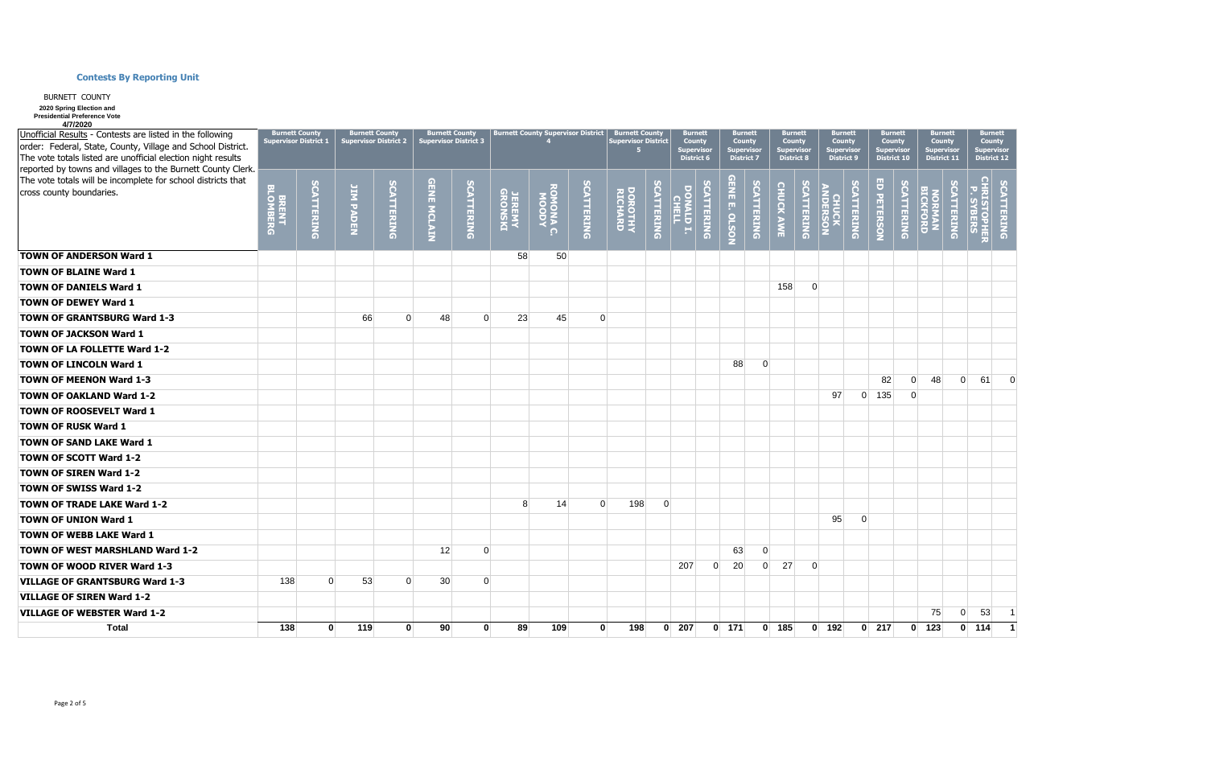## Contests By Reporting Unit

BURNETT COUNTY

**2020 Spring Election and Presidential Preference Vote**

**4/7/2020**

| Unofficial Results - Contests are listed in the following order: Federal, State, County, Village and School District. The vote totals listed are unofficial election night results reported by towns and villages to the Burnett County Clerk. The vote totals will be incomplete for school districts that cross county boundaries. | Burnett County Supervisor District 1 | | Burnett County Supervisor District 2 | | Burnett County Supervisor District 3 | | Burnett County Supervisor District 4 | | | Burnett County Supervisor District 5 | | Burnett County Supervisor District 6 | | Burnett County Supervisor District 7 | | Burnett County Supervisor District 8 | | Burnett County Supervisor District 9 | | Burnett County Supervisor District 10 | | Burnett County Supervisor District 11 | | Burnett County Supervisor District 12 | |
|---|---|---|---|---|---|---|---|---|---|---|---|---|---|---|---|---|---|---|---|---|---|---|---|---|---|---|---|
| | BRENT BLOMBERG | SCATTERING | JIM PADEN | SCATTERING | GENE MCLAIN | SCATTERING | JEREMY GRONSKI | ROMONA C. MOODY | SCATTERING | DOROTHY RICHARD | SCATTERING | DONALD I. CHELL | SCATTERING | GENE E. OLSON | SCATTERING | CHUCK AWE | SCATTERING | CHUCK ANDERSON | SCATTERING | ED PETERSON | SCATTERING | NORMAN BICKFORD | SCATTERING | CHRISTOPHER P. SYBERS | SCATTERING |
| **TOWN OF ANDERSON Ward 1** | | | | | | | 58 | 50 | | | | | | | | | | | | | | | | | |
| **TOWN OF BLAINE Ward 1** | | | | | | | | | | | | | | | | | | | | | | | | | |
| **TOWN OF DANIELS Ward 1** | | | | | | | | | | | | | | | | 158 | 0 | | | | | | | | |
| **TOWN OF DEWEY Ward 1** | | | | | | | | | | | | | | | | | | | | | | | | | |
| **TOWN OF GRANTSBURG Ward 1-3** | | | 66 | 0 | 48 | 0 | 23 | 45 | 0 | | | | | | | | | | | | | | | | |
| **TOWN OF JACKSON Ward 1** | | | | | | | | | | | | | | | | | | | | | | | | | |
| **TOWN OF LA FOLLETTE Ward 1-2** | | | | | | | | | | | | | | | | | | | | | | | | | |
| **TOWN OF LINCOLN Ward 1** | | | | | | | | | | | | | | 88 | 0 | | | | | | | | | | |
| **TOWN OF MEENON Ward 1-3** | | | | | | | | | | | | | | | | | | | | 82 | 0 | 48 | 0 | 61 | 0 |
| **TOWN OF OAKLAND Ward 1-2** | | | | | | | | | | | | | | | | | | 97 | 0 | 135 | 0 | | | | |
| **TOWN OF ROOSEVELT Ward 1** | | | | | | | | | | | | | | | | | | | | | | | | | |
| **TOWN OF RUSK Ward 1** | | | | | | | | | | | | | | | | | | | | | | | | | |
| **TOWN OF SAND LAKE Ward 1** | | | | | | | | | | | | | | | | | | | | | | | | | |
| **TOWN OF SCOTT Ward 1-2** | | | | | | | | | | | | | | | | | | | | | | | | | |
| **TOWN OF SIREN Ward 1-2** | | | | | | | | | | | | | | | | | | | | | | | | | |
| **TOWN OF SWISS Ward 1-2** | | | | | | | | | | | | | | | | | | | | | | | | | |
| **TOWN OF TRADE LAKE Ward 1-2** | | | | | | | 8 | 14 | 0 | 198 | 0 | | | | | | | | | | | | | | |
| **TOWN OF UNION Ward 1** | | | | | | | | | | | | | | | | | | 95 | 0 | | | | | | |
| **TOWN OF WEBB LAKE Ward 1** | | | | | | | | | | | | | | | | | | | | | | | | | |
| **TOWN OF WEST MARSHLAND Ward 1-2** | | | | | 12 | 0 | | | | | | | | 63 | 0 | | | | | | | | | | |
| **TOWN OF WOOD RIVER Ward 1-3** | | | | | | | | | | | | 207 | 0 | 20 | 0 | 27 | 0 | | | | | | | | |
| **VILLAGE OF GRANTSBURG Ward 1-3** | 138 | 0 | 53 | 0 | 30 | 0 | | | | | | | | | | | | | | | | | | | |
| **VILLAGE OF SIREN Ward 1-2** | | | | | | | | | | | | | | | | | | | | | | | | | |
| **VILLAGE OF WEBSTER Ward 1-2** | | | | | | | | | | | | | | | | | | | | | | 75 | 0 | 53 | 1 |
| **Total** | **138** | **0** | **119** | **0** | **90** | **0** | **89** | **109** | **0** | **198** | **0** | **207** | **0** | **171** | **0** | **185** | **0** | **192** | **0** | **217** | **0** | **123** | **0** | **114** | **1** |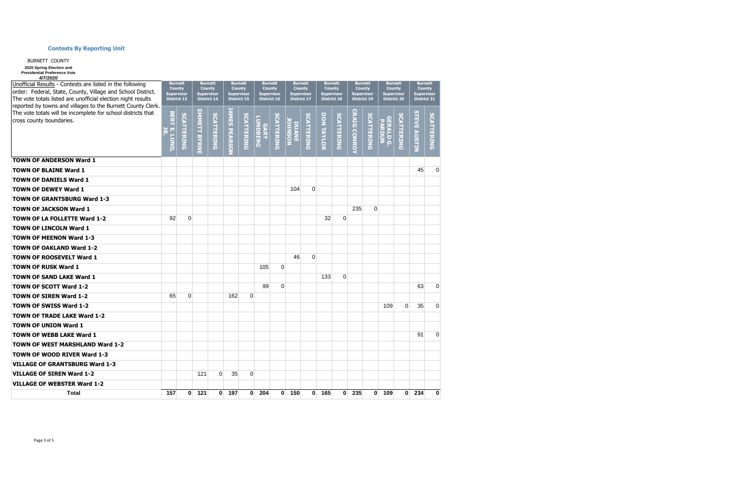## Contests By Reporting Unit

BURNETT COUNTY

**2020 Spring Election and Presidential Preference Vote**

**4/7/2020**

| Unofficial Results - Contests are listed in the following order: Federal, State, County, Village and School District. The vote totals listed are unofficial election night results reported by towns and villages to the Burnett County Clerk. The vote totals will be incomplete for school districts that cross county boundaries. | Burnett County Supervisor District 13 | | Burnett County Supervisor District 14 | | Burnett County Supervisor District 15 | | Burnett County Supervisor District 16 | | Burnett County Supervisor District 17 | | Burnett County Supervisor District 18 | | Burnett County Supervisor District 19 | | Burnett County Supervisor District 20 | | Burnett County Supervisor District 21 | |
|---|---|---|---|---|---|---|---|---|---|---|---|---|---|---|---|---|---|---|
| | BERT E. LUND, JR. | SCATTERING | EMMETT BYRNE | SCATTERING | JAMES PEARSON | SCATTERING | GARY LUNDBERG | SCATTERING | DUANE JOHNSON | SCATTERING | DON TAYLOR | SCATTERING | CRAIG CONROY | SCATTERING | GERALD G. PARDUN | SCATTERING | STEVE AUSTIN | SCATTERING |
| **TOWN OF ANDERSON Ward 1** | | | | | | | | | | | | | | | | | | |
| **TOWN OF BLAINE Ward 1** | | | | | | | | | | | | | | | | | 45 | 0 |
| **TOWN OF DANIELS Ward 1** | | | | | | | | | | | | | | | | | | |
| **TOWN OF DEWEY Ward 1** | | | | | | | | | 104 | 0 | | | | | | | | |
| **TOWN OF GRANTSBURG Ward 1-3** | | | | | | | | | | | | | | | | | | |
| **TOWN OF JACKSON Ward 1** | | | | | | | | | | | | | 235 | 0 | | | | |
| **TOWN OF LA FOLLETTE Ward 1-2** | 92 | 0 | | | | | | | | | 32 | 0 | | | | | | |
| **TOWN OF LINCOLN Ward 1** | | | | | | | | | | | | | | | | | | |
| **TOWN OF MEENON Ward 1-3** | | | | | | | | | | | | | | | | | | |
| **TOWN OF OAKLAND Ward 1-2** | | | | | | | | | | | | | | | | | | |
| **TOWN OF ROOSEVELT Ward 1** | | | | | | | | | 46 | 0 | | | | | | | | |
| **TOWN OF RUSK Ward 1** | | | | | | | 105 | 0 | | | | | | | | | | |
| **TOWN OF SAND LAKE Ward 1** | | | | | | | | | | | 133 | 0 | | | | | | |
| **TOWN OF SCOTT Ward 1-2** | | | | | | | 99 | 0 | | | | | | | | | 63 | 0 |
| **TOWN OF SIREN Ward 1-2** | 65 | 0 | | | 162 | 0 | | | | | | | | | | | | |
| **TOWN OF SWISS Ward 1-2** | | | | | | | | | | | | | | | 109 | 0 | 35 | 0 |
| **TOWN OF TRADE LAKE Ward 1-2** | | | | | | | | | | | | | | | | | | |
| **TOWN OF UNION Ward 1** | | | | | | | | | | | | | | | | | | |
| **TOWN OF WEBB LAKE Ward 1** | | | | | | | | | | | | | | | | | 91 | 0 |
| **TOWN OF WEST MARSHLAND Ward 1-2** | | | | | | | | | | | | | | | | | | |
| **TOWN OF WOOD RIVER Ward 1-3** | | | | | | | | | | | | | | | | | | |
| **VILLAGE OF GRANTSBURG Ward 1-3** | | | | | | | | | | | | | | | | | | |
| **VILLAGE OF SIREN Ward 1-2** | | | 121 | 0 | 35 | 0 | | | | | | | | | | | | |
| **VILLAGE OF WEBSTER Ward 1-2** | | | | | | | | | | | | | | | | | | |
| **Total** | **157** | **0** | **121** | **0** | **197** | **0** | **204** | **0** | **150** | **0** | **165** | **0** | **235** | **0** | **109** | **0** | **234** | **0** |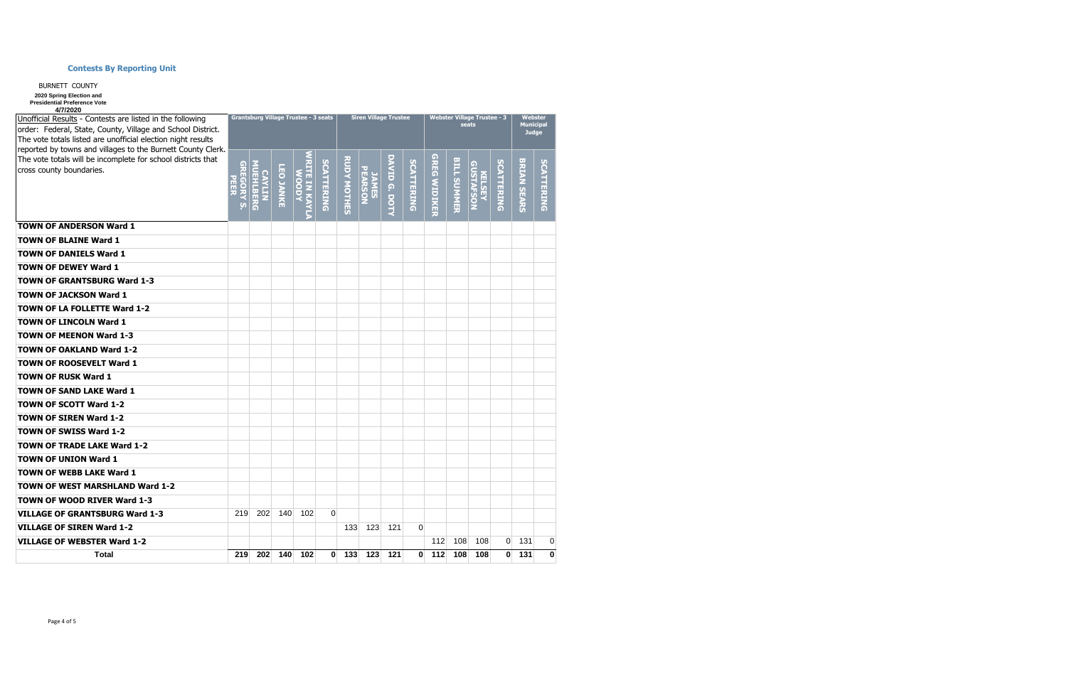## Contests By Reporting Unit

BURNETT COUNTY

**2020 Spring Election and Presidential Preference Vote**

**4/7/2020**

| Unofficial Results - Contests are listed in the following order: Federal, State, County, Village and School District. The vote totals listed are unofficial election night results reported by towns and villages to the Burnett County Clerk. The vote totals will be incomplete for school districts that cross county boundaries. | Grantsburg Village Trustee - 3 seats | | | | | Siren Village Trustee | | | | Webster Village Trustee - 3 seats | | | | Webster Municipal Judge | |
|---|---|---|---|---|---|---|---|---|---|---|---|---|---|---|---|
| | GREGORY S. PEER | CAYLIN MUEHLBERG | LEO JANKE | WRITE IN KAYLA WOODY | SCATTERING | RUDY MOTHES | JAMES PEARSON | DAVID G. DOTY | SCATTERING | GREG WIDIKER | BILL SUMMER | KELSEY GUSTAFSON | SCATTERING | BRIAN SEARS | SCATTERING |
| **TOWN OF ANDERSON Ward 1** | | | | | | | | | | | | | | | |
| **TOWN OF BLAINE Ward 1** | | | | | | | | | | | | | | | |
| **TOWN OF DANIELS Ward 1** | | | | | | | | | | | | | | | |
| **TOWN OF DEWEY Ward 1** | | | | | | | | | | | | | | | |
| **TOWN OF GRANTSBURG Ward 1-3** | | | | | | | | | | | | | | | |
| **TOWN OF JACKSON Ward 1** | | | | | | | | | | | | | | | |
| **TOWN OF LA FOLLETTE Ward 1-2** | | | | | | | | | | | | | | | |
| **TOWN OF LINCOLN Ward 1** | | | | | | | | | | | | | | | |
| **TOWN OF MEENON Ward 1-3** | | | | | | | | | | | | | | | |
| **TOWN OF OAKLAND Ward 1-2** | | | | | | | | | | | | | | | |
| **TOWN OF ROOSEVELT Ward 1** | | | | | | | | | | | | | | | |
| **TOWN OF RUSK Ward 1** | | | | | | | | | | | | | | | |
| **TOWN OF SAND LAKE Ward 1** | | | | | | | | | | | | | | | |
| **TOWN OF SCOTT Ward 1-2** | | | | | | | | | | | | | | | |
| **TOWN OF SIREN Ward 1-2** | | | | | | | | | | | | | | | |
| **TOWN OF SWISS Ward 1-2** | | | | | | | | | | | | | | | |
| **TOWN OF TRADE LAKE Ward 1-2** | | | | | | | | | | | | | | | |
| **TOWN OF UNION Ward 1** | | | | | | | | | | | | | | | |
| **TOWN OF WEBB LAKE Ward 1** | | | | | | | | | | | | | | | |
| **TOWN OF WEST MARSHLAND Ward 1-2** | | | | | | | | | | | | | | | |
| **TOWN OF WOOD RIVER Ward 1-3** | | | | | | | | | | | | | | | |
| **VILLAGE OF GRANTSBURG Ward 1-3** | 219 | 202 | 140 | 102 | 0 | | | | | | | | | | |
| **VILLAGE OF SIREN Ward 1-2** | | | | | | 133 | 123 | 121 | 0 | | | | | | |
| **VILLAGE OF WEBSTER Ward 1-2** | | | | | | | | | | 112 | 108 | 108 | 0 | 131 | 0 |
| **Total** | **219** | **202** | **140** | **102** | **0** | **133** | **123** | **121** | **0** | **112** | **108** | **108** | **0** | **131** | **0** |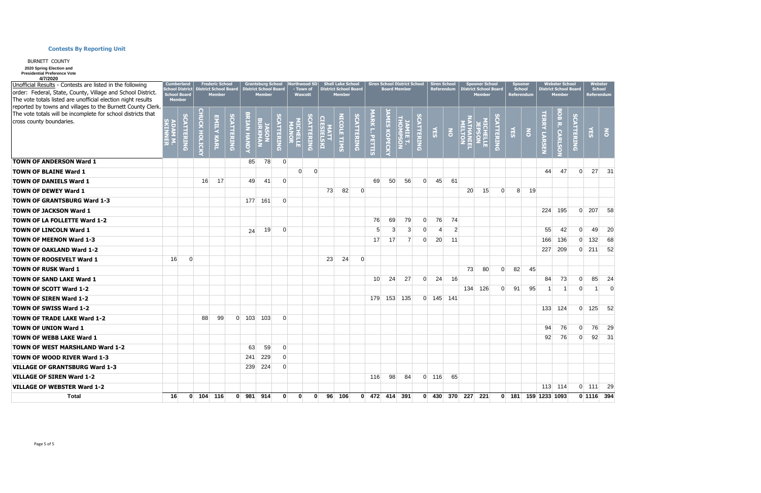## Contests By Reporting Unit

BURNETT COUNTY

**2020 Spring Election and Presidential Preference Vote**
**4/7/2020**

| Unofficial Results - Contests are listed in the following order: Federal, State, County, Village and School District. The vote totals listed are unofficial election night results reported by towns and villages to the Burnett County Clerk. The vote totals will be incomplete for school districts that cross county boundaries. | Cumberland School District School Board Member | | Frederic School District School Board Member | | | Grantsburg School District School Board Member | | | Northwood SD - Town of Wascott | | Shell Lake School District School Board Member | | | Siren School District School Board Member | | | | Siren School Referendum | | Spooner School District School Board Member | | | Spooner School Referendum | | Webster School District School Board Member | | | Webster School Referendum | |
|---|---|---|---|---|---|---|---|---|---|---|---|---|---|---|---|---|---|---|---|---|---|---|---|---|---|---|---|---|---|
| | ADAM M. SKINNER | SCATTERING | CHUCK HOLICKY | EMILY KARL | SCATTERING | BRIAN HANDY | JASON BURKMAN | SCATTERING | MICHELLE MANOR | SCATTERING | MATT CIESIELSKI | NICOLE TIMS | SCATTERING | MARK L. PETTIS | JAMES KOPECKY | JAMIE T. THOMPSON | SCATTERING | YES | NO | NATHANIEL MELTON | MICHELLE JEPSON | SCATTERING | YES | NO | TERRY LARSEN | BOB R. CARLSON | SCATTERING | YES | NO |
| **TOWN OF ANDERSON Ward 1** | | | | | | 85 | 78 | 0 | | | | | | | | | | | | | | | | | | | | | |
| **TOWN OF BLAINE Ward 1** | | | | | | | | | 0 | 0 | | | | | | | | | | | | | | | 44 | 47 | 0 | 27 | 31 |
| **TOWN OF DANIELS Ward 1** | | | 16 | 17 | | 49 | 41 | 0 | | | | | | 69 | 50 | 56 | 0 | 45 | 61 | | | | | | | | | | |
| **TOWN OF DEWEY Ward 1** | | | | | | | | | | | 73 | 82 | 0 | | | | | | | 20 | 15 | 0 | 8 | 19 | | | | | |
| **TOWN OF GRANTSBURG Ward 1-3** | | | | | | 177 | 161 | 0 | | | | | | | | | | | | | | | | | | | | | |
| **TOWN OF JACKSON Ward 1** | | | | | | | | | | | | | | | | | | | | | | | | | 224 | 195 | 0 | 207 | 58 |
| **TOWN OF LA FOLLETTE Ward 1-2** | | | | | | | | | | | | | | 76 | 69 | 79 | 0 | 76 | 74 | | | | | | | | | | |
| **TOWN OF LINCOLN Ward 1** | | | | | | 24 | 19 | 0 | | | | | | 5 | 3 | 3 | 0 | 4 | 2 | | | | | | 55 | 42 | 0 | 49 | 20 |
| **TOWN OF MEENON Ward 1-3** | | | | | | | | | | | | | | 17 | 17 | 7 | 0 | 20 | 11 | | | | | | 166 | 136 | 0 | 132 | 68 |
| **TOWN OF OAKLAND Ward 1-2** | | | | | | | | | | | | | | | | | | | | | | | | | 227 | 209 | 0 | 211 | 52 |
| **TOWN OF ROOSEVELT Ward 1** | 16 | 0 | | | | | | | | | 23 | 24 | 0 | | | | | | | | | | | | | | | | |
| **TOWN OF RUSK Ward 1** | | | | | | | | | | | | | | | | | | | | 73 | 80 | 0 | 82 | 45 | | | | | |
| **TOWN OF SAND LAKE Ward 1** | | | | | | | | | | | | | | 10 | 24 | 27 | 0 | 24 | 16 | | | | | | 84 | 73 | 0 | 85 | 24 |
| **TOWN OF SCOTT Ward 1-2** | | | | | | | | | | | | | | | | | | | | 134 | 126 | 0 | 91 | 95 | 1 | 1 | 0 | 1 | 0 |
| **TOWN OF SIREN Ward 1-2** | | | | | | | | | | | | | | 179 | 153 | 135 | 0 | 145 | 141 | | | | | | | | | | |
| **TOWN OF SWISS Ward 1-2** | | | | | | | | | | | | | | | | | | | | | | | | | 133 | 124 | 0 | 125 | 52 |
| **TOWN OF TRADE LAKE Ward 1-2** | | | 88 | 99 | 0 | 103 | 103 | 0 | | | | | | | | | | | | | | | | | | | | | |
| **TOWN OF UNION Ward 1** | | | | | | | | | | | | | | | | | | | | | | | | | 94 | 76 | 0 | 76 | 29 |
| **TOWN OF WEBB LAKE Ward 1** | | | | | | | | | | | | | | | | | | | | | | | | | 92 | 76 | 0 | 92 | 31 |
| **TOWN OF WEST MARSHLAND Ward 1-2** | | | | | | 63 | 59 | 0 | | | | | | | | | | | | | | | | | | | | | |
| **TOWN OF WOOD RIVER Ward 1-3** | | | | | | 241 | 229 | 0 | | | | | | | | | | | | | | | | | | | | | |
| **VILLAGE OF GRANTSBURG Ward 1-3** | | | | | | 239 | 224 | 0 | | | | | | | | | | | | | | | | | | | | | |
| **VILLAGE OF SIREN Ward 1-2** | | | | | | | | | | | | | | 116 | 98 | 84 | 0 | 116 | 65 | | | | | | | | | | |
| **VILLAGE OF WEBSTER Ward 1-2** | | | | | | | | | | | | | | | | | | | | | | | | | 113 | 114 | 0 | 111 | 29 |
| **Total** | **16** | **0** | **104** | **116** | **0** | **981** | **914** | **0** | **0** | **0** | **96** | **106** | **0** | **472** | **414** | **391** | **0** | **430** | **370** | **227** | **221** | **0** | **181** | **159** | **1233** | **1093** | **0** | **1116** | **394** |